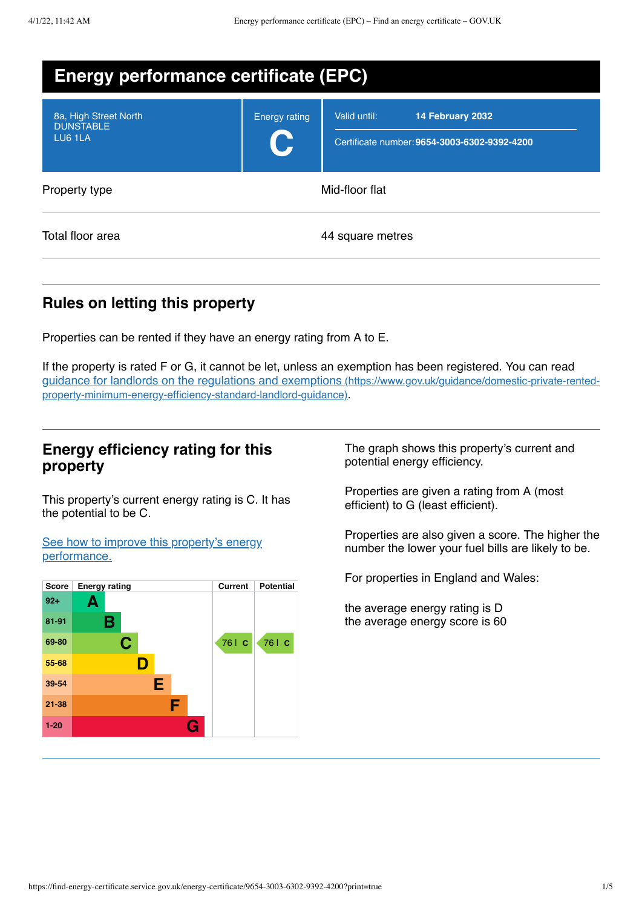# Energy performance certificate (EPC)

| | | |
|---|---|---|
| 8a, High Street North<br>DUNSTABLE<br>LU6 1LA | Energy rating<br>**C** | Valid until: **14 February 2032**<br>Certificate number: **9654-3003-6302-9392-4200** |

| | |
|---|---|
| Property type | Mid-floor flat |
| Total floor area | 44 square metres |

## Rules on letting this property

Properties can be rented if they have an energy rating from A to E.

If the property is rated F or G, it cannot be let, unless an exemption has been registered. You can read [guidance for landlords on the regulations and exemptions (https://www.gov.uk/guidance/domestic-private-rented-property-minimum-energy-efficiency-standard-landlord-guidance)](https://www.gov.uk/guidance/domestic-private-rented-property-minimum-energy-efficiency-standard-landlord-guidance).

## Energy efficiency rating for this property

This property's current energy rating is C. It has the potential to be C.

[See how to improve this property's energy performance.]()

| Score | Energy rating | Current | Potential |
|---|---|---|---|
| 92+ | A | | |
| 81-91 | B | | |
| 69-80 | C | 76 \| C | 76 \| C |
| 55-68 | D | | |
| 39-54 | E | | |
| 21-38 | F | | |
| 1-20 | G | | |

The graph shows this property's current and potential energy efficiency.

Properties are given a rating from A (most efficient) to G (least efficient).

Properties are also given a score. The higher the number the lower your fuel bills are likely to be.

For properties in England and Wales:

the average energy rating is D
the average energy score is 60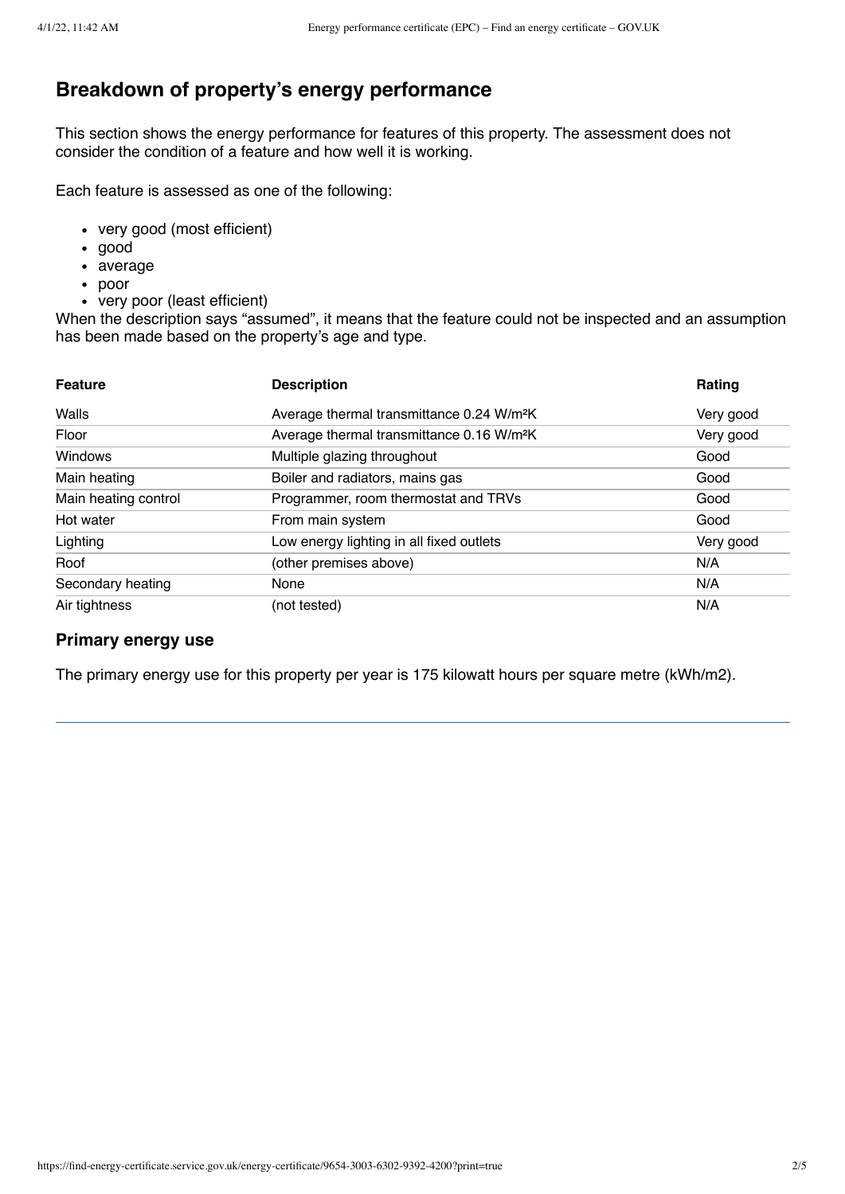## Breakdown of property's energy performance

This section shows the energy performance for features of this property. The assessment does not consider the condition of a feature and how well it is working.

Each feature is assessed as one of the following:

- very good (most efficient)
- good
- average
- poor
- very poor (least efficient)

When the description says "assumed", it means that the feature could not be inspected and an assumption has been made based on the property's age and type.

| Feature | Description | Rating |
|---|---|---|
| Walls | Average thermal transmittance 0.24 W/m²K | Very good |
| Floor | Average thermal transmittance 0.16 W/m²K | Very good |
| Windows | Multiple glazing throughout | Good |
| Main heating | Boiler and radiators, mains gas | Good |
| Main heating control | Programmer, room thermostat and TRVs | Good |
| Hot water | From main system | Good |
| Lighting | Low energy lighting in all fixed outlets | Very good |
| Roof | (other premises above) | N/A |
| Secondary heating | None | N/A |
| Air tightness | (not tested) | N/A |

### Primary energy use

The primary energy use for this property per year is 175 kilowatt hours per square metre (kWh/m2).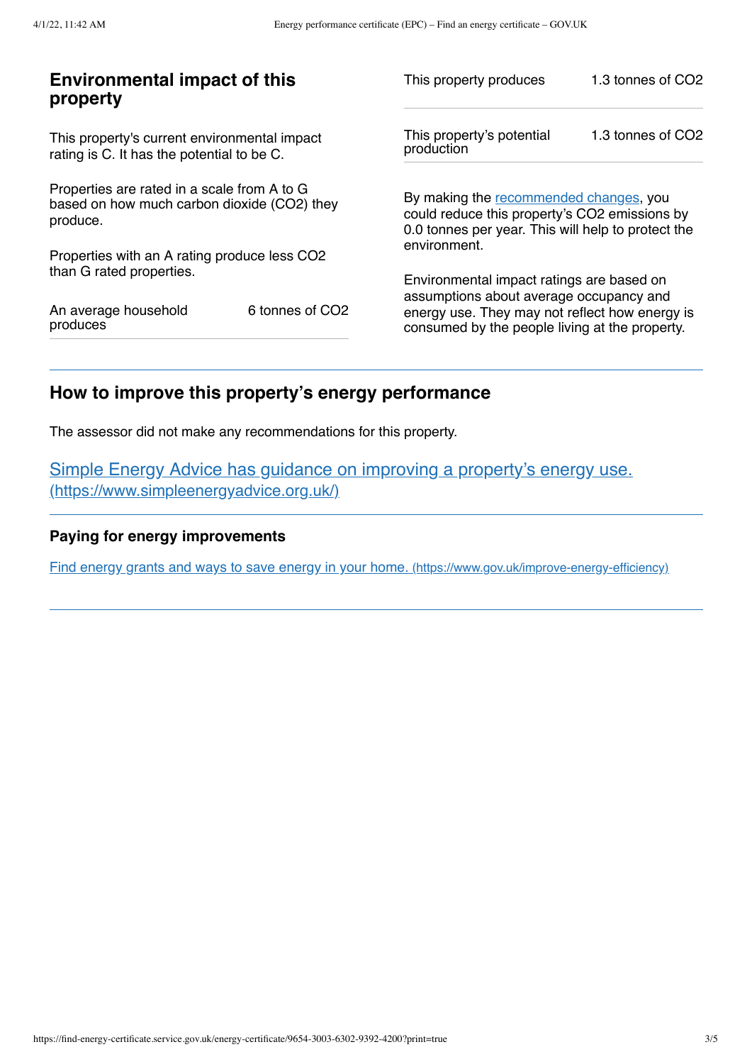## Environmental impact of this property

This property's current environmental impact rating is C. It has the potential to be C.

Properties are rated in a scale from A to G based on how much carbon dioxide ($CO_2$) they produce.

Properties with an A rating produce less $CO_2$ than G rated properties.

| | |
|---|---|
| An average household produces | 6 tonnes of $CO_2$ |
| This property produces | 1.3 tonnes of $CO_2$ |
| This property's potential production | 1.3 tonnes of $CO_2$ |

By making the recommended changes, you could reduce this property's $CO_2$ emissions by 0.0 tonnes per year. This will help to protect the environment.

Environmental impact ratings are based on assumptions about average occupancy and energy use. They may not reflect how energy is consumed by the people living at the property.

## How to improve this property's energy performance

The assessor did not make any recommendations for this property.

[Simple Energy Advice has guidance on improving a property's energy use. (https://www.simpleenergyadvice.org.uk/)](https://www.simpleenergyadvice.org.uk/)

### Paying for energy improvements

[Find energy grants and ways to save energy in your home. (https://www.gov.uk/improve-energy-efficiency)](https://www.gov.uk/improve-energy-efficiency)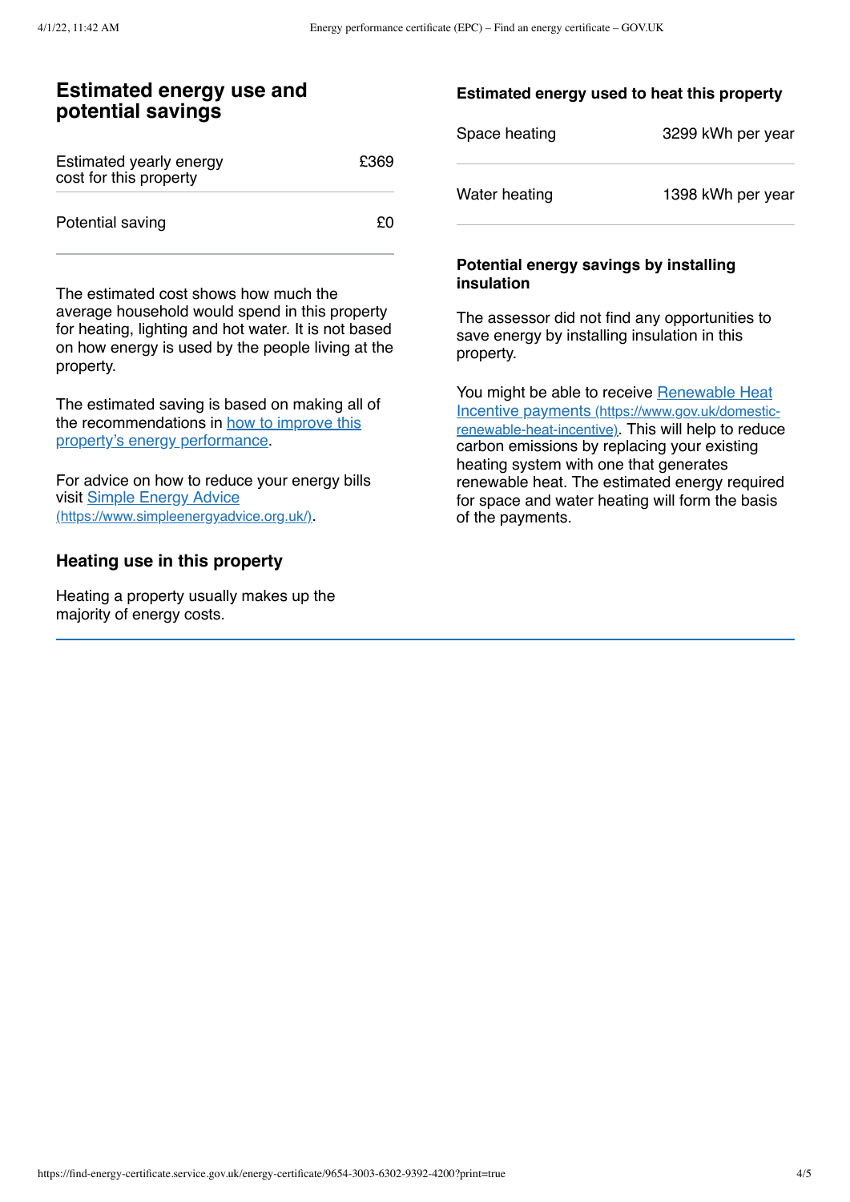## Estimated energy use and potential savings

| | |
|---|---|
| Estimated yearly energy cost for this property | £369 |
| Potential saving | £0 |

The estimated cost shows how much the average household would spend in this property for heating, lighting and hot water. It is not based on how energy is used by the people living at the property.

The estimated saving is based on making all of the recommendations in [how to improve this property's energy performance](#).

For advice on how to reduce your energy bills visit [Simple Energy Advice](https://www.simpleenergyadvice.org.uk/) (https://www.simpleenergyadvice.org.uk/).

### Heating use in this property

Heating a property usually makes up the majority of energy costs.

#### Estimated energy used to heat this property

| | |
|---|---|
| Space heating | 3299 kWh per year |
| Water heating | 1398 kWh per year |

#### Potential energy savings by installing insulation

The assessor did not find any opportunities to save energy by installing insulation in this property.

You might be able to receive [Renewable Heat Incentive payments](https://www.gov.uk/domestic-renewable-heat-incentive) (https://www.gov.uk/domestic-renewable-heat-incentive). This will help to reduce carbon emissions by replacing your existing heating system with one that generates renewable heat. The estimated energy required for space and water heating will form the basis of the payments.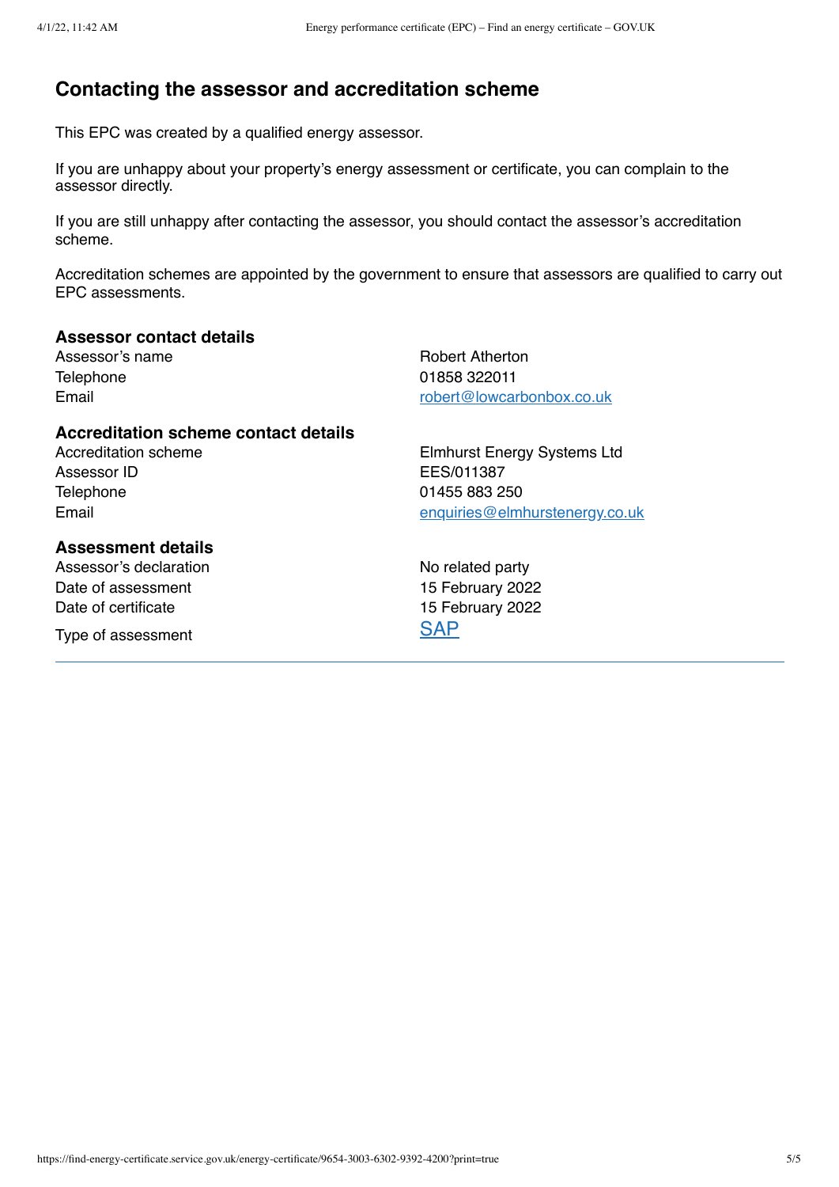## Contacting the assessor and accreditation scheme

This EPC was created by a qualified energy assessor.

If you are unhappy about your property's energy assessment or certificate, you can complain to the assessor directly.

If you are still unhappy after contacting the assessor, you should contact the assessor's accreditation scheme.

Accreditation schemes are appointed by the government to ensure that assessors are qualified to carry out EPC assessments.

### Assessor contact details

| | |
|---|---|
| Assessor's name | Robert Atherton |
| Telephone | 01858 322011 |
| Email | robert@lowcarbonbox.co.uk |

### Accreditation scheme contact details

| | |
|---|---|
| Accreditation scheme | Elmhurst Energy Systems Ltd |
| Assessor ID | EES/011387 |
| Telephone | 01455 883 250 |
| Email | enquiries@elmhurstenergy.co.uk |

### Assessment details

| | |
|---|---|
| Assessor's declaration | No related party |
| Date of assessment | 15 February 2022 |
| Date of certificate | 15 February 2022 |
| Type of assessment | SAP |